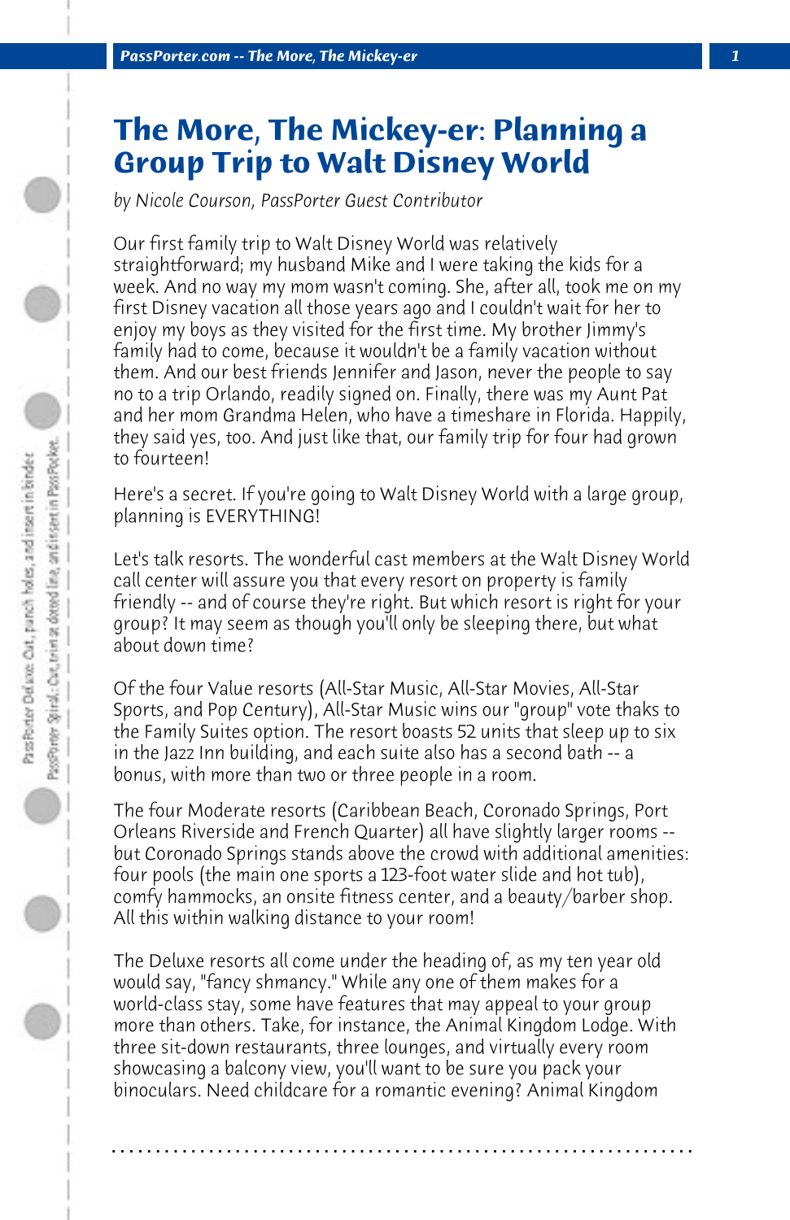# The More, The Mickey-er: Planning a Group Trip to Walt Disney World

*by Nicole Courson, PassPorter Guest Contributor*

Our first family trip to Walt Disney World was relatively straightforward; my husband Mike and I were taking the kids for a week. And no way my mom wasn't coming. She, after all, took me on my first Disney vacation all those years ago and I couldn't wait for her to enjoy my boys as they visited for the first time. My brother Jimmy's family had to come, because it wouldn't be a family vacation without them. And our best friends Jennifer and Jason, never the people to say no to a trip Orlando, readily signed on. Finally, there was my Aunt Pat and her mom Grandma Helen, who have a timeshare in Florida. Happily, they said yes, too. And just like that, our family trip for four had grown to fourteen!

Here's a secret. If you're going to Walt Disney World with a large group, planning is EVERYTHING!

Let's talk resorts. The wonderful cast members at the Walt Disney World call center will assure you that every resort on property is family friendly -- and of course they're right. But which resort is right for your group? It may seem as though you'll only be sleeping there, but what about down time?

Of the four Value resorts (All-Star Music, All-Star Movies, All-Star Sports, and Pop Century), All-Star Music wins our "group" vote thaks to the Family Suites option. The resort boasts 52 units that sleep up to six in the Jazz Inn building, and each suite also has a second bath -- a bonus, with more than two or three people in a room.

The four Moderate resorts (Caribbean Beach, Coronado Springs, Port Orleans Riverside and French Quarter) all have slightly larger rooms -- but Coronado Springs stands above the crowd with additional amenities: four pools (the main one sports a 123-foot water slide and hot tub), comfy hammocks, an onsite fitness center, and a beauty/barber shop. All this within walking distance to your room!

The Deluxe resorts all come under the heading of, as my ten year old would say, "fancy shmancy." While any one of them makes for a world-class stay, some have features that may appeal to your group more than others. Take, for instance, the Animal Kingdom Lodge. With three sit-down restaurants, three lounges, and virtually every room showcasing a balcony view, you'll want to be sure you pack your binoculars. Need childcare for a romantic evening? Animal Kingdom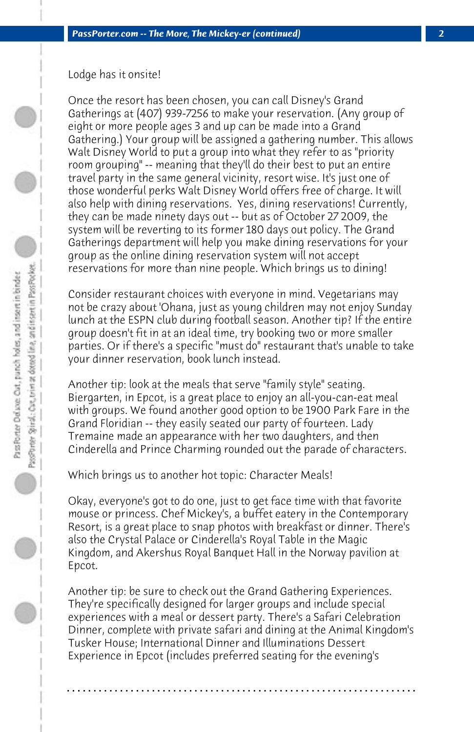Lodge has it onsite!

Once the resort has been chosen, you can call Disney's Grand Gatherings at (407) 939-7256 to make your reservation. (Any group of eight or more people ages 3 and up can be made into a Grand Gathering.) Your group will be assigned a gathering number. This allows Walt Disney World to put a group into what they refer to as "priority room grouping" -- meaning that they'll do their best to put an entire travel party in the same general vicinity, resort wise. It's just one of those wonderful perks Walt Disney World offers free of charge. It will also help with dining reservations. Yes, dining reservations! Currently, they can be made ninety days out -- but as of October 27 2009, the system will be reverting to its former 180 days out policy. The Grand Gatherings department will help you make dining reservations for your group as the online dining reservation system will not accept reservations for more than nine people. Which brings us to dining!

Consider restaurant choices with everyone in mind. Vegetarians may not be crazy about 'Ohana, just as young children may not enjoy Sunday lunch at the ESPN club during football season. Another tip? If the entire group doesn't fit in at an ideal time, try booking two or more smaller parties. Or if there's a specific "must do" restaurant that's unable to take your dinner reservation, book lunch instead.

Another tip: look at the meals that serve "family style" seating. Biergarten, in Epcot, is a great place to enjoy an all-you-can-eat meal with groups. We found another good option to be 1900 Park Fare in the Grand Floridian -- they easily seated our party of fourteen. Lady Tremaine made an appearance with her two daughters, and then Cinderella and Prince Charming rounded out the parade of characters.

Which brings us to another hot topic: Character Meals!

Okay, everyone's got to do one, just to get face time with that favorite mouse or princess. Chef Mickey's, a buffet eatery in the Contemporary Resort, is a great place to snap photos with breakfast or dinner. There's also the Crystal Palace or Cinderella's Royal Table in the Magic Kingdom, and Akershus Royal Banquet Hall in the Norway pavilion at Epcot.

Another tip: be sure to check out the Grand Gathering Experiences. They're specifically designed for larger groups and include special experiences with a meal or dessert party. There's a Safari Celebration Dinner, complete with private safari and dining at the Animal Kingdom's Tusker House; International Dinner and Illuminations Dessert Experience in Epcot (includes preferred seating for the evening's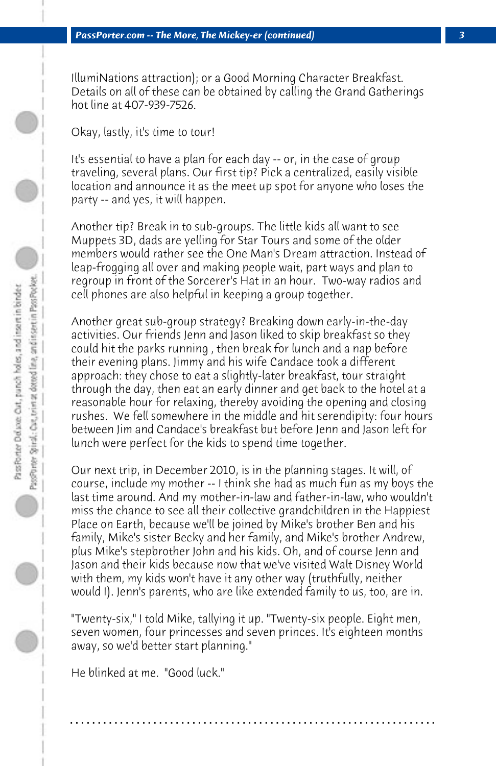IllumiNations attraction); or a Good Morning Character Breakfast. Details on all of these can be obtained by calling the Grand Gatherings hot line at 407-939-7526.

Okay, lastly, it's time to tour!

It's essential to have a plan for each day -- or, in the case of group traveling, several plans. Our first tip? Pick a centralized, easily visible location and announce it as the meet up spot for anyone who loses the party -- and yes, it will happen.

Another tip? Break in to sub-groups. The little kids all want to see Muppets 3D, dads are yelling for Star Tours and some of the older members would rather see the One Man's Dream attraction. Instead of leap-frogging all over and making people wait, part ways and plan to regroup in front of the Sorcerer's Hat in an hour. Two-way radios and cell phones are also helpful in keeping a group together.

Another great sub-group strategy? Breaking down early-in-the-day activities. Our friends Jenn and Jason liked to skip breakfast so they could hit the parks running , then break for lunch and a nap before their evening plans. Jimmy and his wife Candace took a different approach: they chose to eat a slightly-later breakfast, tour straight through the day, then eat an early dinner and get back to the hotel at a reasonable hour for relaxing, thereby avoiding the opening and closing rushes. We fell somewhere in the middle and hit serendipity: four hours between Jim and Candace's breakfast but before Jenn and Jason left for lunch were perfect for the kids to spend time together.

Our next trip, in December 2010, is in the planning stages. It will, of course, include my mother -- I think she had as much fun as my boys the last time around. And my mother-in-law and father-in-law, who wouldn't miss the chance to see all their collective grandchildren in the Happiest Place on Earth, because we'll be joined by Mike's brother Ben and his family, Mike's sister Becky and her family, and Mike's brother Andrew, plus Mike's stepbrother John and his kids. Oh, and of course Jenn and Jason and their kids because now that we've visited Walt Disney World with them, my kids won't have it any other way (truthfully, neither would I). Jenn's parents, who are like extended family to us, too, are in.

"Twenty-six," I told Mike, tallying it up. "Twenty-six people. Eight men, seven women, four princesses and seven princes. It's eighteen months away, so we'd better start planning."

He blinked at me. "Good luck."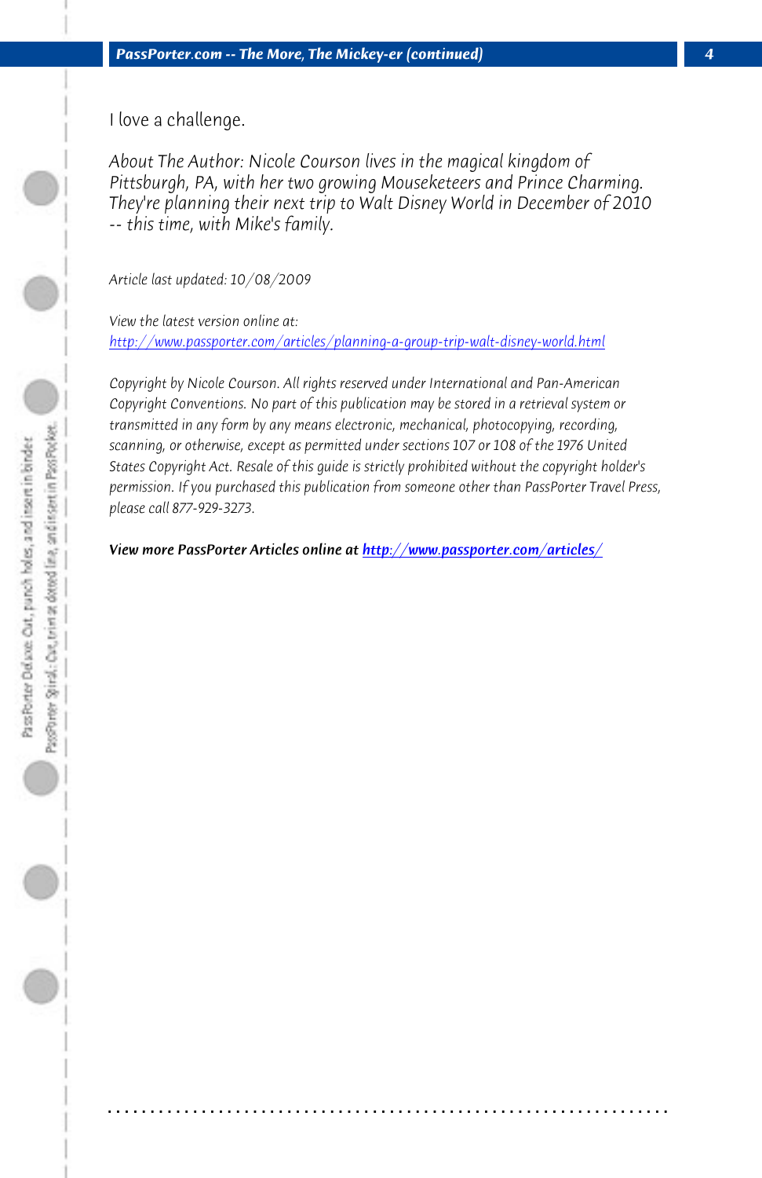I love a challenge.

*About The Author: Nicole Courson lives in the magical kingdom of Pittsburgh, PA, with her two growing Mouseketeers and Prince Charming. They're planning their next trip to Walt Disney World in December of 2010 -- this time, with Mike's family.*

*Article last updated: 10/08/2009*

*View the latest version online at:*
*http://www.passporter.com/articles/planning-a-group-trip-walt-disney-world.html*

*Copyright by Nicole Courson. All rights reserved under International and Pan-American Copyright Conventions. No part of this publication may be stored in a retrieval system or transmitted in any form by any means electronic, mechanical, photocopying, recording, scanning, or otherwise, except as permitted under sections 107 or 108 of the 1976 United States Copyright Act. Resale of this guide is strictly prohibited without the copyright holder's permission. If you purchased this publication from someone other than PassPorter Travel Press, please call 877-929-3273.*

***View more PassPorter Articles online at http://www.passporter.com/articles/***